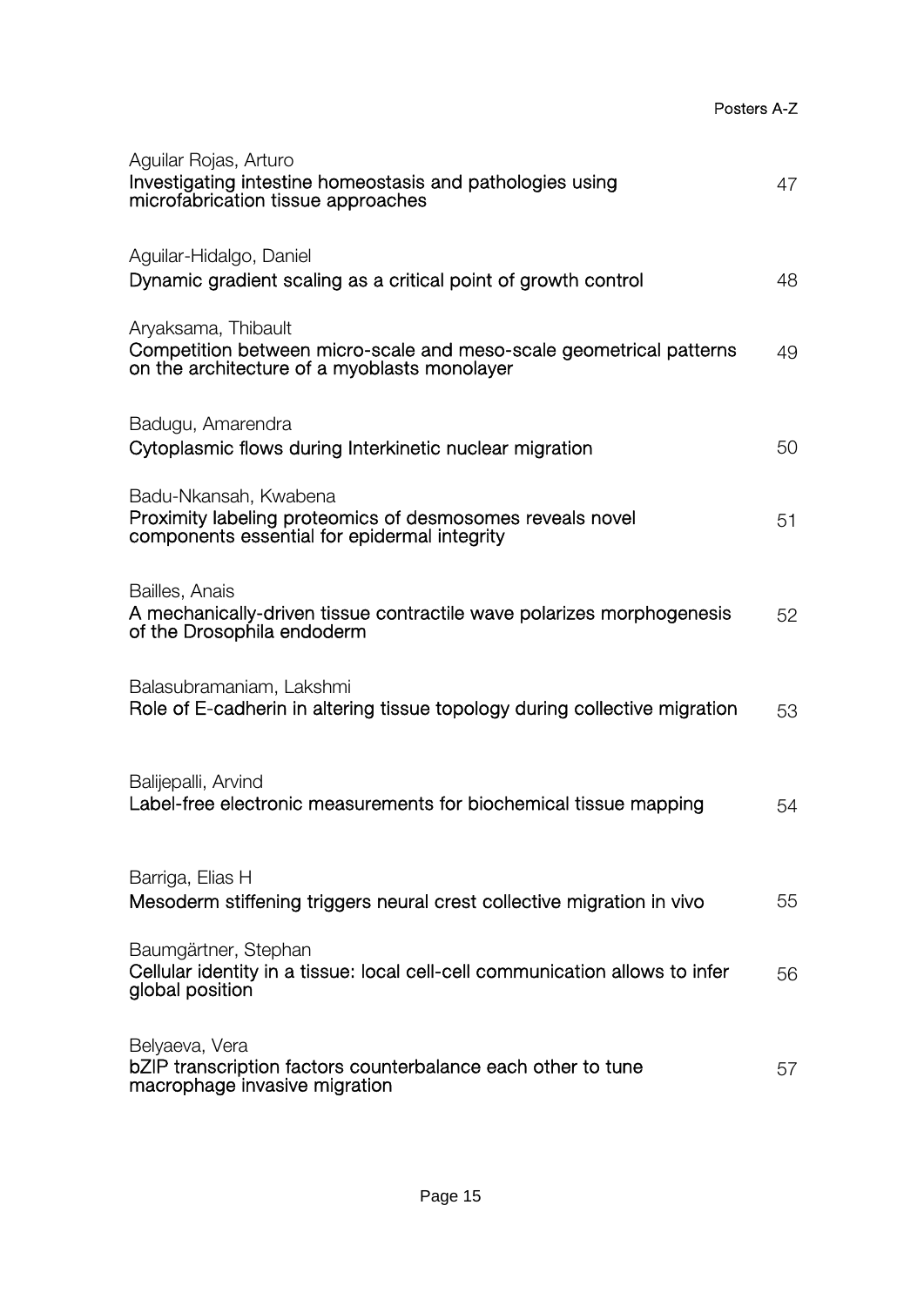# Posters A-Z

Aguilar Rojas, Arturo
**Investigating intestine homeostasis and pathologies using microfabrication tissue approaches** 47

Aguilar-Hidalgo, Daniel
**Dynamic gradient scaling as a critical point of growth control** 48

Aryaksama, Thibault
**Competition between micro-scale and meso-scale geometrical patterns on the architecture of a myoblasts monolayer** 49

Badugu, Amarendra
**Cytoplasmic flows during Interkinetic nuclear migration** 50

Badu-Nkansah, Kwabena
**Proximity labeling proteomics of desmosomes reveals novel components essential for epidermal integrity** 51

Bailles, Anais
**A mechanically-driven tissue contractile wave polarizes morphogenesis of the Drosophila endoderm** 52

Balasubramaniam, Lakshmi
**Role of E-cadherin in altering tissue topology during collective migration** 53

Balijepalli, Arvind
**Label-free electronic measurements for biochemical tissue mapping** 54

Barriga, Elias H
**Mesoderm stiffening triggers neural crest collective migration in vivo** 55

Baumgärtner, Stephan
**Cellular identity in a tissue: local cell-cell communication allows to infer global position** 56

Belyaeva, Vera
**bZIP transcription factors counterbalance each other to tune macrophage invasive migration** 57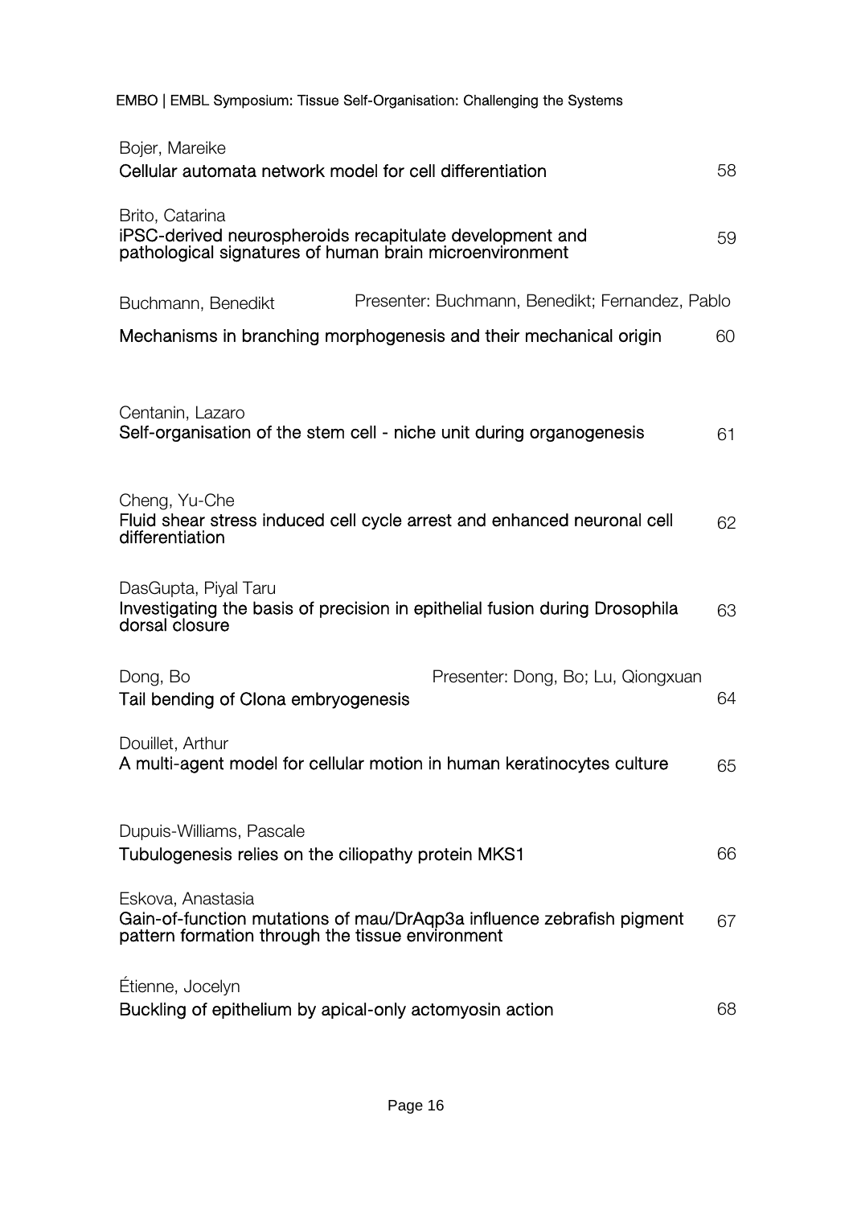Bojer, Mareike
Cellular automata network model for cell differentiation 58

Brito, Catarina
iPSC-derived neurospheroids recapitulate development and pathological signatures of human brain microenvironment 59

Buchmann, Benedikt — Presenter: Buchmann, Benedikt; Fernandez, Pablo
Mechanisms in branching morphogenesis and their mechanical origin 60

Centanin, Lazaro
Self-organisation of the stem cell - niche unit during organogenesis 61

Cheng, Yu-Che
Fluid shear stress induced cell cycle arrest and enhanced neuronal cell differentiation 62

DasGupta, Piyal Taru
Investigating the basis of precision in epithelial fusion during Drosophila dorsal closure 63

Dong, Bo — Presenter: Dong, Bo; Lu, Qiongxuan
Tail bending of Ciona embryogenesis 64

Douillet, Arthur
A multi-agent model for cellular motion in human keratinocytes culture 65

Dupuis-Williams, Pascale
Tubulogenesis relies on the ciliopathy protein MKS1 66

Eskova, Anastasia
Gain-of-function mutations of mau/DrAqp3a influence zebrafish pigment pattern formation through the tissue environment 67

Étienne, Jocelyn
Buckling of epithelium by apical-only actomyosin action 68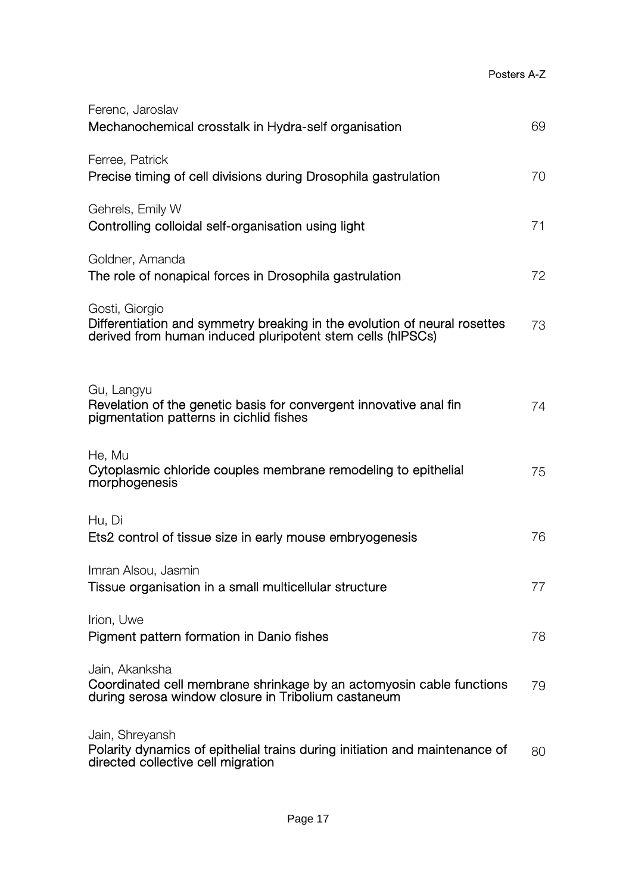Ferenc, Jaroslav
**Mechanochemical crosstalk in Hydra-self organisation** 69

Ferree, Patrick
**Precise timing of cell divisions during Drosophila gastrulation** 70

Gehrels, Emily W
**Controlling colloidal self-organisation using light** 71

Goldner, Amanda
**The role of nonapical forces in Drosophila gastrulation** 72

Gosti, Giorgio
**Differentiation and symmetry breaking in the evolution of neural rosettes derived from human induced pluripotent stem cells (hIPSCs)** 73

Gu, Langyu
**Revelation of the genetic basis for convergent innovative anal fin pigmentation patterns in cichlid fishes** 74

He, Mu
**Cytoplasmic chloride couples membrane remodeling to epithelial morphogenesis** 75

Hu, Di
**Ets2 control of tissue size in early mouse embryogenesis** 76

Imran Alsou, Jasmin
**Tissue organisation in a small multicellular structure** 77

Irion, Uwe
**Pigment pattern formation in Danio fishes** 78

Jain, Akanksha
**Coordinated cell membrane shrinkage by an actomyosin cable functions during serosa window closure in Tribolium castaneum** 79

Jain, Shreyansh
**Polarity dynamics of epithelial trains during initiation and maintenance of directed collective cell migration** 80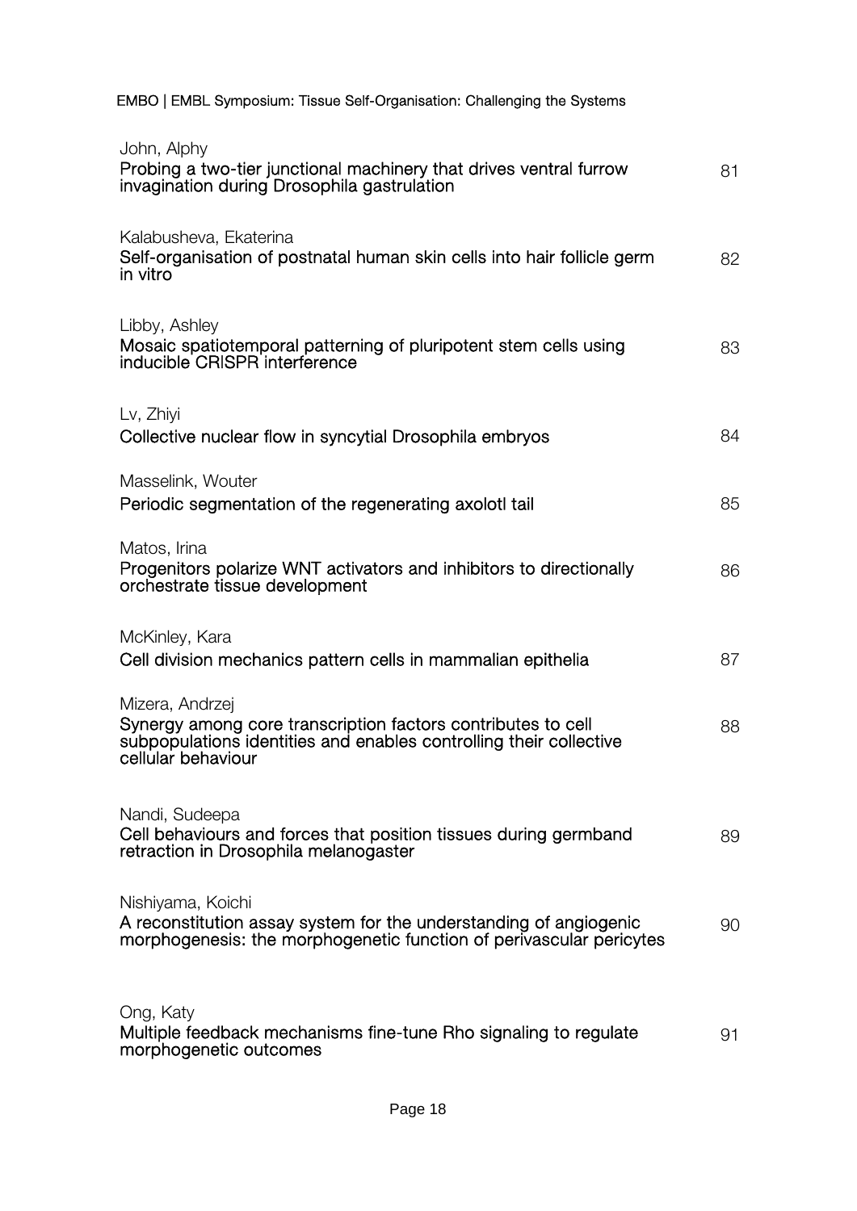John, Alphy
Probing a two-tier junctional machinery that drives ventral furrow invagination during Drosophila gastrulation 81

Kalabusheva, Ekaterina
Self-organisation of postnatal human skin cells into hair follicle germ in vitro 82

Libby, Ashley
Mosaic spatiotemporal patterning of pluripotent stem cells using inducible CRISPR interference 83

Lv, Zhiyi
Collective nuclear flow in syncytial Drosophila embryos 84

Masselink, Wouter
Periodic segmentation of the regenerating axolotl tail 85

Matos, Irina
Progenitors polarize WNT activators and inhibitors to directionally orchestrate tissue development 86

McKinley, Kara
Cell division mechanics pattern cells in mammalian epithelia 87

Mizera, Andrzej
Synergy among core transcription factors contributes to cell subpopulations identities and enables controlling their collective cellular behaviour 88

Nandi, Sudeepa
Cell behaviours and forces that position tissues during germband retraction in Drosophila melanogaster 89

Nishiyama, Koichi
A reconstitution assay system for the understanding of angiogenic morphogenesis: the morphogenetic function of perivascular pericytes 90

Ong, Katy
Multiple feedback mechanisms fine-tune Rho signaling to regulate morphogenetic outcomes 91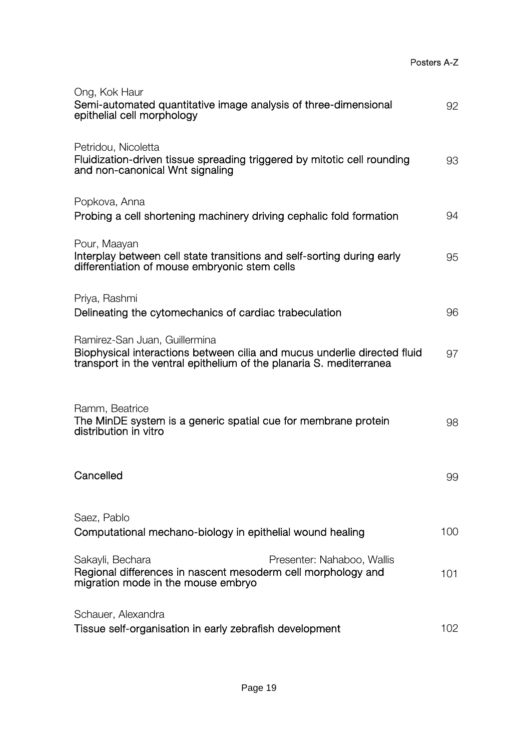Ong, Kok Haur
**Semi-automated quantitative image analysis of three-dimensional epithelial cell morphology** — 92

Petridou, Nicoletta
**Fluidization-driven tissue spreading triggered by mitotic cell rounding and non-canonical Wnt signaling** — 93

Popkova, Anna
**Probing a cell shortening machinery driving cephalic fold formation** — 94

Pour, Maayan
**Interplay between cell state transitions and self-sorting during early differentiation of mouse embryonic stem cells** — 95

Priya, Rashmi
**Delineating the cytomechanics of cardiac trabeculation** — 96

Ramirez-San Juan, Guillermina
**Biophysical interactions between cilia and mucus underlie directed fluid transport in the ventral epithelium of the planaria S. mediterranea** — 97

Ramm, Beatrice
**The MinDE system is a generic spatial cue for membrane protein distribution in vitro** — 98

**Cancelled** — 99

Saez, Pablo
**Computational mechano-biology in epithelial wound healing** — 100

Sakayli, Bechara — Presenter: Nahaboo, Wallis
**Regional differences in nascent mesoderm cell morphology and migration mode in the mouse embryo** — 101

Schauer, Alexandra
**Tissue self-organisation in early zebrafish development** — 102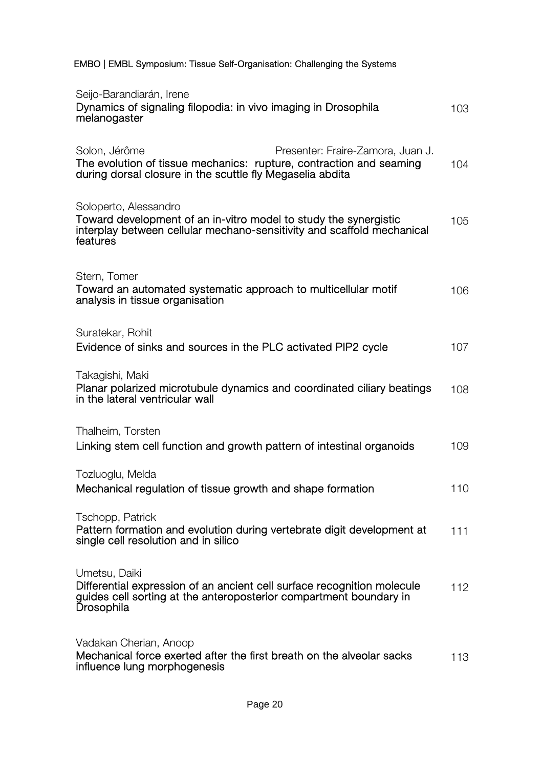Seijo-Barandiarán, Irene
**Dynamics of signaling filopodia: in vivo imaging in Drosophila melanogaster** 103

Solon, Jérôme — Presenter: Fraire-Zamora, Juan J.
**The evolution of tissue mechanics: rupture, contraction and seaming during dorsal closure in the scuttle fly Megaselia abdita** 104

Soloperto, Alessandro
**Toward development of an in-vitro model to study the synergistic interplay between cellular mechano-sensitivity and scaffold mechanical features** 105

Stern, Tomer
**Toward an automated systematic approach to multicellular motif analysis in tissue organisation** 106

Suratekar, Rohit
**Evidence of sinks and sources in the PLC activated PIP2 cycle** 107

Takagishi, Maki
**Planar polarized microtubule dynamics and coordinated ciliary beatings in the lateral ventricular wall** 108

Thalheim, Torsten
**Linking stem cell function and growth pattern of intestinal organoids** 109

Tozluoglu, Melda
**Mechanical regulation of tissue growth and shape formation** 110

Tschopp, Patrick
**Pattern formation and evolution during vertebrate digit development at single cell resolution and in silico** 111

Umetsu, Daiki
**Differential expression of an ancient cell surface recognition molecule guides cell sorting at the anteroposterior compartment boundary in Drosophila** 112

Vadakan Cherian, Anoop
**Mechanical force exerted after the first breath on the alveolar sacks influence lung morphogenesis** 113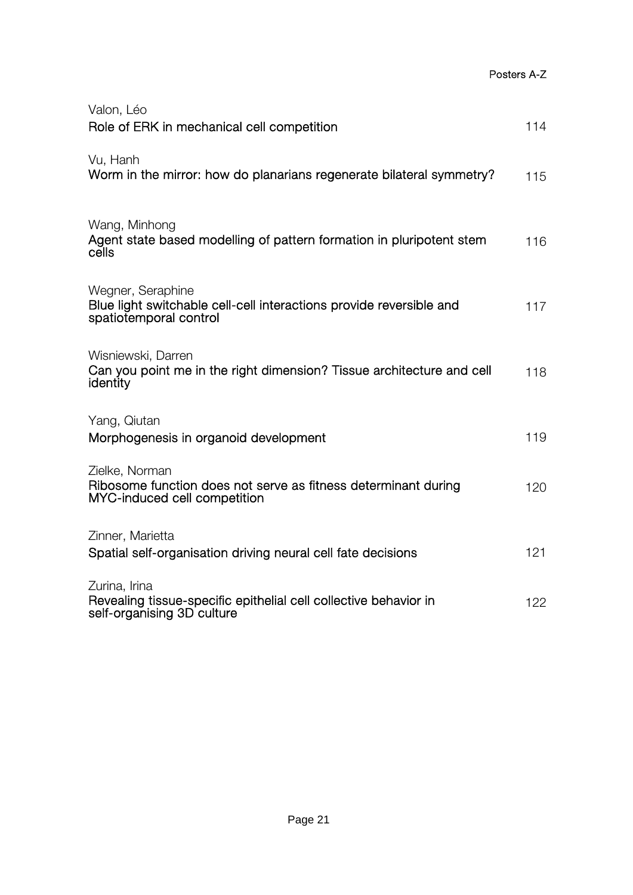Valon, Léo
Role of ERK in mechanical cell competition 114

Vu, Hanh
Worm in the mirror: how do planarians regenerate bilateral symmetry? 115

Wang, Minhong
Agent state based modelling of pattern formation in pluripotent stem cells 116

Wegner, Seraphine
Blue light switchable cell-cell interactions provide reversible and spatiotemporal control 117

Wisniewski, Darren
Can you point me in the right dimension? Tissue architecture and cell identity 118

Yang, Qiutan
Morphogenesis in organoid development 119

Zielke, Norman
Ribosome function does not serve as fitness determinant during MYC-induced cell competition 120

Zinner, Marietta
Spatial self-organisation driving neural cell fate decisions 121

Zurina, Irina
Revealing tissue-specific epithelial cell collective behavior in self-organising 3D culture 122